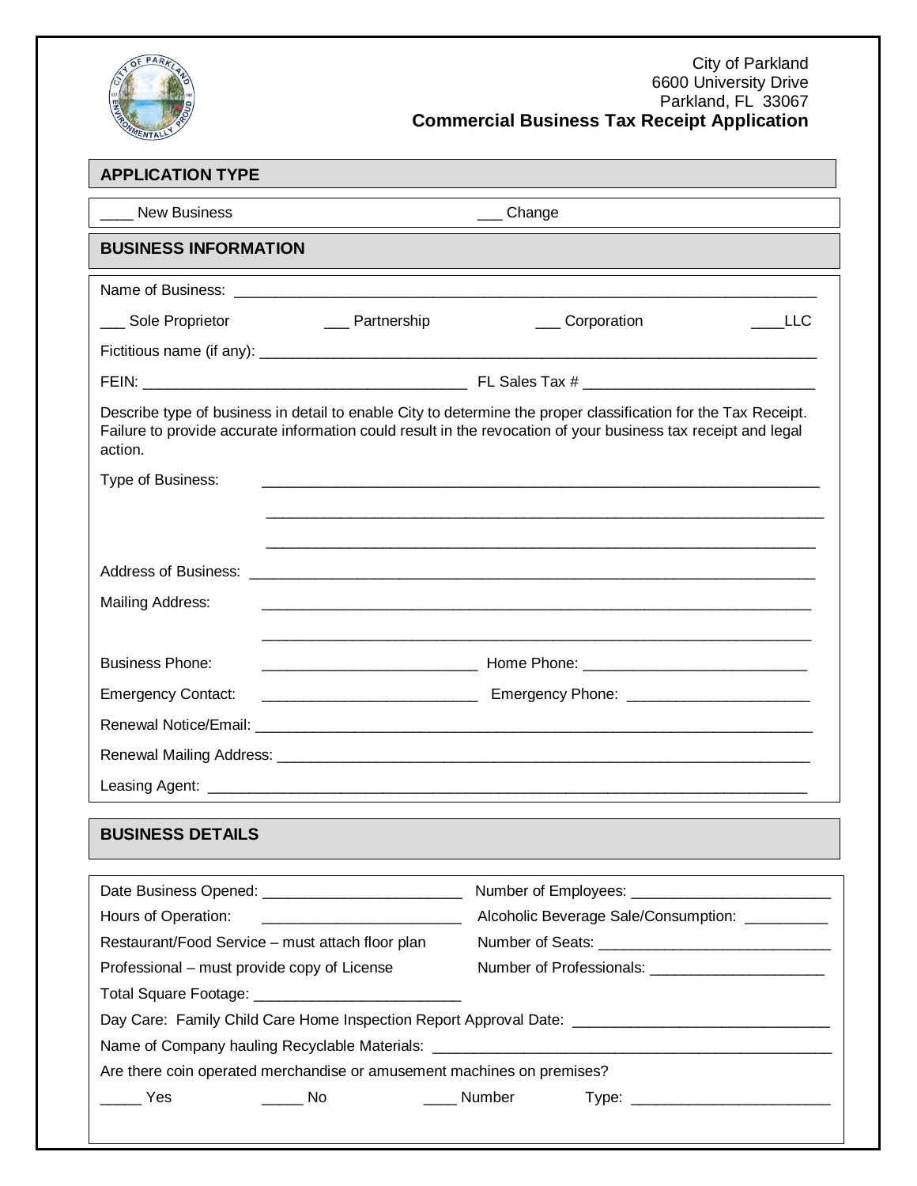City of Parkland
6600 University Drive
Parkland, FL 33067

**Commercial Business Tax Receipt Application**

## APPLICATION TYPE

____ New Business ___ Change

## BUSINESS INFORMATION

Name of Business: ____________________________________________________________________________

___ Sole Proprietor ___ Partnership ___ Corporation ____LLC

Fictitious name (if any): ______________________________________________________________________

FEIN: ________________________________________ FL Sales Tax # ____________________________

Describe type of business in detail to enable City to determine the proper classification for the Tax Receipt. Failure to provide accurate information could result in the revocation of your business tax receipt and legal action.

Type of Business: ______________________________________________________________________

______________________________________________________________________

______________________________________________________________________

Address of Business: ____________________________________________________________________

Mailing Address: ______________________________________________________________________

______________________________________________________________________

Business Phone: __________________________ Home Phone: ___________________________

Emergency Contact: __________________________ Emergency Phone: ______________________

Renewal Notice/Email: __________________________________________________________________

Renewal Mailing Address: _______________________________________________________________

Leasing Agent: ________________________________________________________________________

## BUSINESS DETAILS

Date Business Opened: ________________________ Number of Employees: ________________________

Hours of Operation: ________________________ Alcoholic Beverage Sale/Consumption: __________

Restaurant/Food Service – must attach floor plan Number of Seats: ____________________________

Professional – must provide copy of License Number of Professionals: _____________________

Total Square Footage: _________________________

Day Care: Family Child Care Home Inspection Report Approval Date: ______________________________

Name of Company hauling Recyclable Materials: __________________________________________________

Are there coin operated merchandise or amusement machines on premises?

_____ Yes _____ No ____ Number Type: ________________________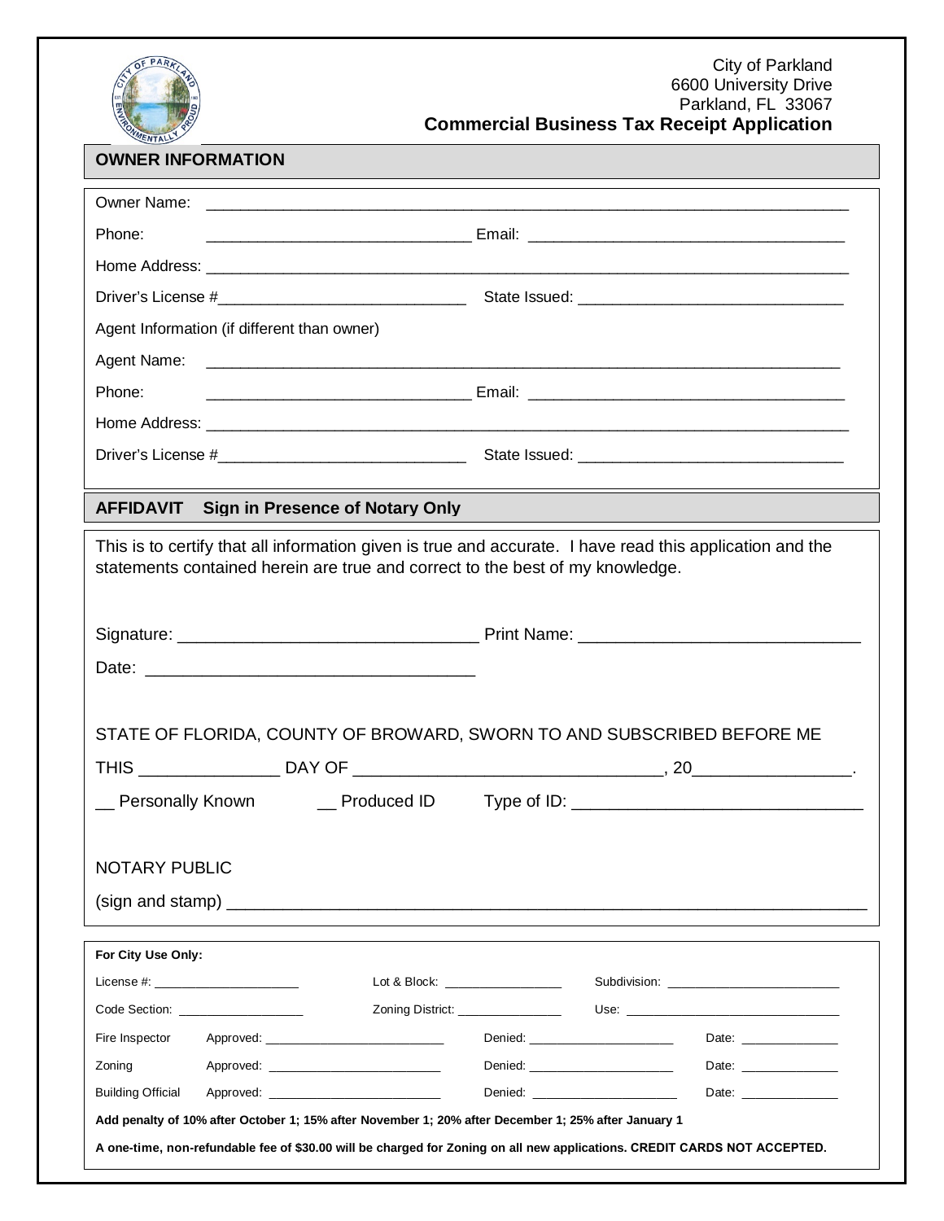City of Parkland
6600 University Drive
Parkland, FL 33067

# Commercial Business Tax Receipt Application

## OWNER INFORMATION

Owner Name: ______________________________________________________________________

Phone: ______________________________ Email: ____________________________________

Home Address: ____________________________________________________________________

Driver's License #____________________________ State Issued: ______________________________

Agent Information (if different than owner)

Agent Name: ______________________________________________________________________

Phone: ______________________________ Email: ____________________________________

Home Address: ____________________________________________________________________

Driver's License #____________________________ State Issued: ______________________________

## AFFIDAVIT Sign in Presence of Notary Only

This is to certify that all information given is true and accurate. I have read this application and the statements contained herein are true and correct to the best of my knowledge.

Signature: ______________________________ Print Name: ____________________________

Date: ________________________________

STATE OF FLORIDA, COUNTY OF BROWARD, SWORN TO AND SUBSCRIBED BEFORE ME

THIS ______________ DAY OF ______________________________, 20________________.

__ Personally Known __ Produced ID Type of ID: ______________________________

NOTARY PUBLIC

(sign and stamp) ____________________________________________________________

**For City Use Only:**

License #: ____________________ Lot & Block: ________________ Subdivision: ________________________

Code Section: __________________ Zoning District: _______________ Use: ______________________________

| | | | |
|---|---|---|---|
| Fire Inspector | Approved: _________________________ | Denied: _____________________ | Date: ______________ |
| Zoning | Approved: _________________________ | Denied: _____________________ | Date: ______________ |
| Building Official | Approved: _________________________ | Denied: _____________________ | Date: ______________ |

**Add penalty of 10% after October 1; 15% after November 1; 20% after December 1; 25% after January 1**

**A one-time, non-refundable fee of $30.00 will be charged for Zoning on all new applications. CREDIT CARDS NOT ACCEPTED.**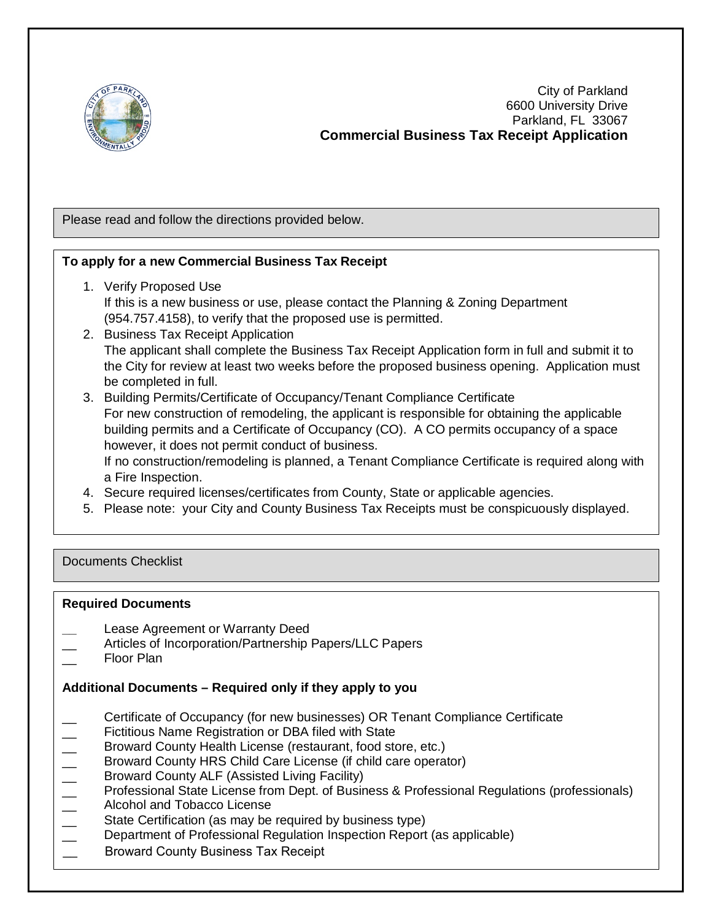City of Parkland
6600 University Drive
Parkland, FL 33067

# Commercial Business Tax Receipt Application

Please read and follow the directions provided below.

**To apply for a new Commercial Business Tax Receipt**

1. Verify Proposed Use
   If this is a new business or use, please contact the Planning & Zoning Department (954.757.4158), to verify that the proposed use is permitted.
2. Business Tax Receipt Application
   The applicant shall complete the Business Tax Receipt Application form in full and submit it to the City for review at least two weeks before the proposed business opening. Application must be completed in full.
3. Building Permits/Certificate of Occupancy/Tenant Compliance Certificate
   For new construction of remodeling, the applicant is responsible for obtaining the applicable building permits and a Certificate of Occupancy (CO). A CO permits occupancy of a space however, it does not permit conduct of business.
   If no construction/remodeling is planned, a Tenant Compliance Certificate is required along with a Fire Inspection.
4. Secure required licenses/certificates from County, State or applicable agencies.
5. Please note: your City and County Business Tax Receipts must be conspicuously displayed.

Documents Checklist

**Required Documents**

__ Lease Agreement or Warranty Deed
__ Articles of Incorporation/Partnership Papers/LLC Papers
__ Floor Plan

**Additional Documents – Required only if they apply to you**

__ Certificate of Occupancy (for new businesses) OR Tenant Compliance Certificate
__ Fictitious Name Registration or DBA filed with State
__ Broward County Health License (restaurant, food store, etc.)
__ Broward County HRS Child Care License (if child care operator)
__ Broward County ALF (Assisted Living Facility)
__ Professional State License from Dept. of Business & Professional Regulations (professionals)
__ Alcohol and Tobacco License
__ State Certification (as may be required by business type)
__ Department of Professional Regulation Inspection Report (as applicable)
__ Broward County Business Tax Receipt